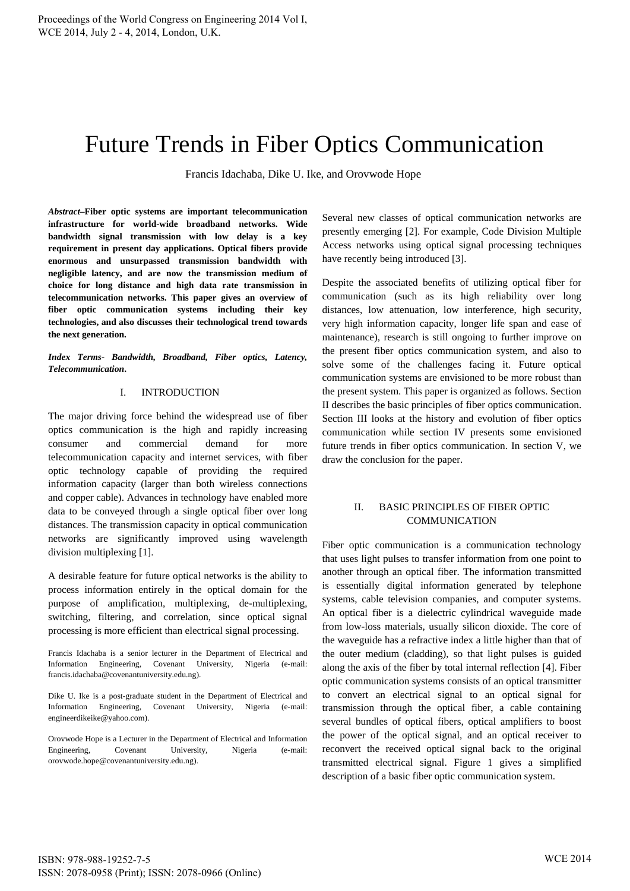# Future Trends in Fiber Optics Communication

Francis Idachaba, Dike U. Ike, and Orovwode Hope

***Abstract*–Fiber optic systems are important telecommunication infrastructure for world-wide broadband networks. Wide bandwidth signal transmission with low delay is a key requirement in present day applications. Optical fibers provide enormous and unsurpassed transmission bandwidth with negligible latency, and are now the transmission medium of choice for long distance and high data rate transmission in telecommunication networks. This paper gives an overview of fiber optic communication systems including their key technologies, and also discusses their technological trend towards the next generation.**

***Index Terms- Bandwidth, Broadband, Fiber optics, Latency, Telecommunication*.**

## I. INTRODUCTION

The major driving force behind the widespread use of fiber optics communication is the high and rapidly increasing consumer and commercial demand for more telecommunication capacity and internet services, with fiber optic technology capable of providing the required information capacity (larger than both wireless connections and copper cable). Advances in technology have enabled more data to be conveyed through a single optical fiber over long distances. The transmission capacity in optical communication networks are significantly improved using wavelength division multiplexing [1].

A desirable feature for future optical networks is the ability to process information entirely in the optical domain for the purpose of amplification, multiplexing, de-multiplexing, switching, filtering, and correlation, since optical signal processing is more efficient than electrical signal processing.

Francis Idachaba is a senior lecturer in the Department of Electrical and Information Engineering, Covenant University, Nigeria (e-mail: francis.idachaba@covenantuniversity.edu.ng).

Dike U. Ike is a post-graduate student in the Department of Electrical and Information Engineering, Covenant University, Nigeria (e-mail: engineerdikeike@yahoo.com).

Orovwode Hope is a Lecturer in the Department of Electrical and Information Engineering, Covenant University, Nigeria (e-mail: orovwode.hope@covenantuniversity.edu.ng).

Several new classes of optical communication networks are presently emerging [2]. For example, Code Division Multiple Access networks using optical signal processing techniques have recently being introduced [3].

Despite the associated benefits of utilizing optical fiber for communication (such as its high reliability over long distances, low attenuation, low interference, high security, very high information capacity, longer life span and ease of maintenance), research is still ongoing to further improve on the present fiber optics communication system, and also to solve some of the challenges facing it. Future optical communication systems are envisioned to be more robust than the present system. This paper is organized as follows. Section II describes the basic principles of fiber optics communication. Section III looks at the history and evolution of fiber optics communication while section IV presents some envisioned future trends in fiber optics communication. In section V, we draw the conclusion for the paper.

## II. BASIC PRINCIPLES OF FIBER OPTIC COMMUNICATION

Fiber optic communication is a communication technology that uses light pulses to transfer information from one point to another through an optical fiber. The information transmitted is essentially digital information generated by telephone systems, cable television companies, and computer systems. An optical fiber is a dielectric cylindrical waveguide made from low-loss materials, usually silicon dioxide. The core of the waveguide has a refractive index a little higher than that of the outer medium (cladding), so that light pulses is guided along the axis of the fiber by total internal reflection [4]. Fiber optic communication systems consists of an optical transmitter to convert an electrical signal to an optical signal for transmission through the optical fiber, a cable containing several bundles of optical fibers, optical amplifiers to boost the power of the optical signal, and an optical receiver to reconvert the received optical signal back to the original transmitted electrical signal. Figure 1 gives a simplified description of a basic fiber optic communication system.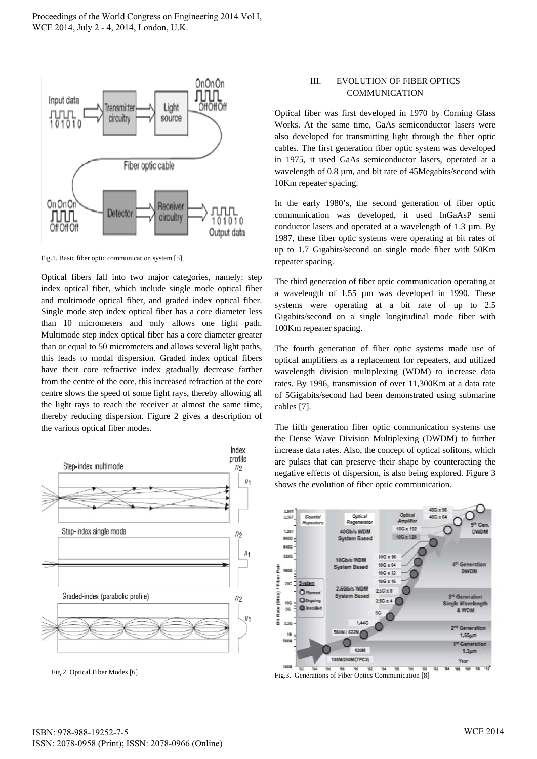Fig.1. Basic fiber optic communication system [5]

Optical fibers fall into two major categories, namely: step index optical fiber, which include single mode optical fiber and multimode optical fiber, and graded index optical fiber. Single mode step index optical fiber has a core diameter less than 10 micrometers and only allows one light path. Multimode step index optical fiber has a core diameter greater than or equal to 50 micrometers and allows several light paths, this leads to modal dispersion. Graded index optical fibers have their core refractive index gradually decrease farther from the centre of the core, this increased refraction at the core centre slows the speed of some light rays, thereby allowing all the light rays to reach the receiver at almost the same time, thereby reducing dispersion. Figure 2 gives a description of the various optical fiber modes.

Fig.2. Optical Fiber Modes [6]

## III. EVOLUTION OF FIBER OPTICS COMMUNICATION

Optical fiber was first developed in 1970 by Corning Glass Works. At the same time, GaAs semiconductor lasers were also developed for transmitting light through the fiber optic cables. The first generation fiber optic system was developed in 1975, it used GaAs semiconductor lasers, operated at a wavelength of 0.8 µm, and bit rate of 45Megabits/second with 10Km repeater spacing.

In the early 1980's, the second generation of fiber optic communication was developed, it used InGaAsP semi conductor lasers and operated at a wavelength of 1.3 µm. By 1987, these fiber optic systems were operating at bit rates of up to 1.7 Gigabits/second on single mode fiber with 50Km repeater spacing.

The third generation of fiber optic communication operating at a wavelength of 1.55 µm was developed in 1990. These systems were operating at a bit rate of up to 2.5 Gigabits/second on a single longitudinal mode fiber with 100Km repeater spacing.

The fourth generation of fiber optic systems made use of optical amplifiers as a replacement for repeaters, and utilized wavelength division multiplexing (WDM) to increase data rates. By 1996, transmission of over 11,300Km at a data rate of 5Gigabits/second had been demonstrated using submarine cables [7].

The fifth generation fiber optic communication systems use the Dense Wave Division Multiplexing (DWDM) to further increase data rates. Also, the concept of optical solitons, which are pulses that can preserve their shape by counteracting the negative effects of dispersion, is also being explored. Figure 3 shows the evolution of fiber optic communication.

Fig.3. Generations of Fiber Optics Communication [8]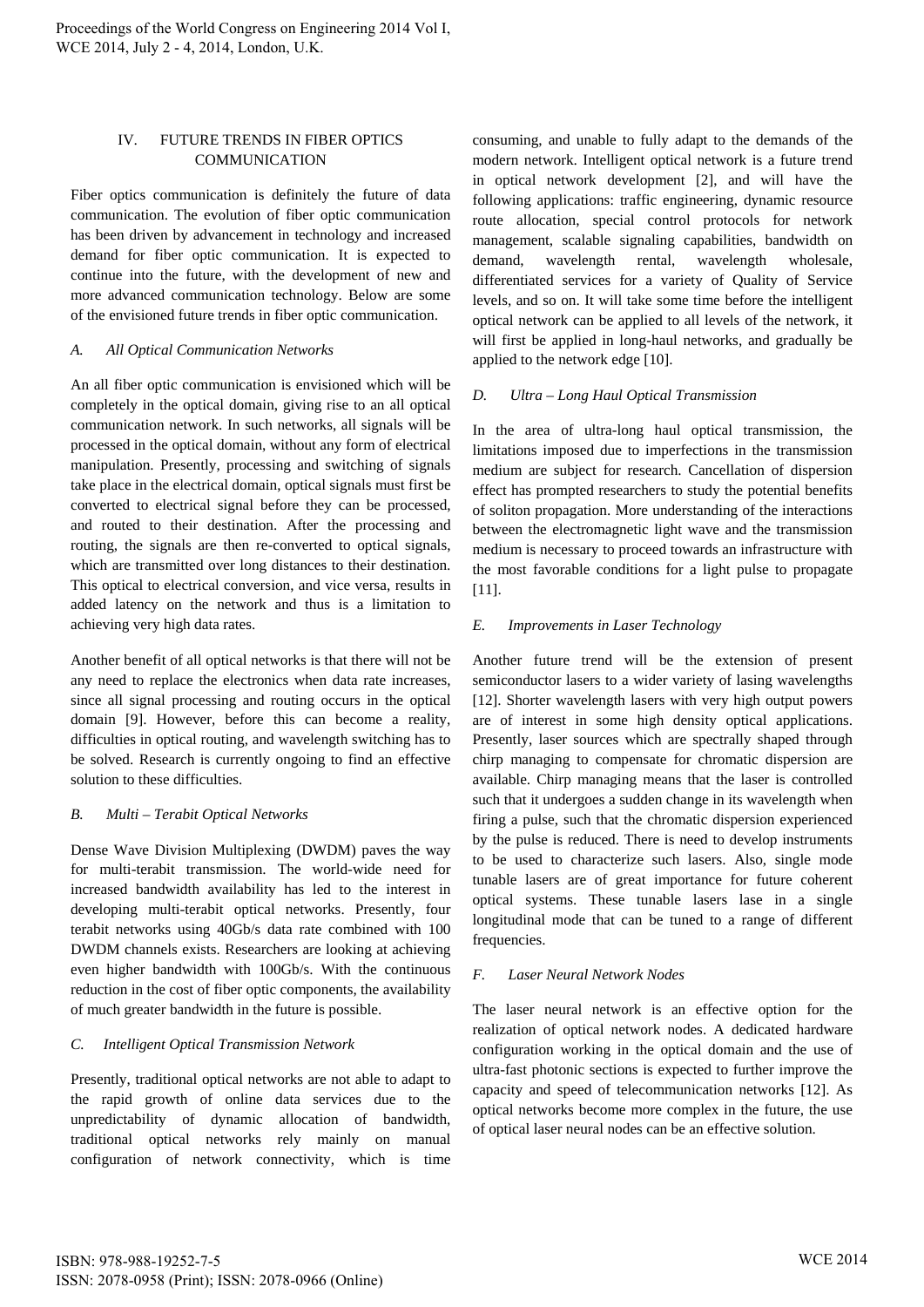## IV. FUTURE TRENDS IN FIBER OPTICS COMMUNICATION

Fiber optics communication is definitely the future of data communication. The evolution of fiber optic communication has been driven by advancement in technology and increased demand for fiber optic communication. It is expected to continue into the future, with the development of new and more advanced communication technology. Below are some of the envisioned future trends in fiber optic communication.

### *A. All Optical Communication Networks*

An all fiber optic communication is envisioned which will be completely in the optical domain, giving rise to an all optical communication network. In such networks, all signals will be processed in the optical domain, without any form of electrical manipulation. Presently, processing and switching of signals take place in the electrical domain, optical signals must first be converted to electrical signal before they can be processed, and routed to their destination. After the processing and routing, the signals are then re-converted to optical signals, which are transmitted over long distances to their destination. This optical to electrical conversion, and vice versa, results in added latency on the network and thus is a limitation to achieving very high data rates.

Another benefit of all optical networks is that there will not be any need to replace the electronics when data rate increases, since all signal processing and routing occurs in the optical domain [9]. However, before this can become a reality, difficulties in optical routing, and wavelength switching has to be solved. Research is currently ongoing to find an effective solution to these difficulties.

### *B. Multi – Terabit Optical Networks*

Dense Wave Division Multiplexing (DWDM) paves the way for multi-terabit transmission. The world-wide need for increased bandwidth availability has led to the interest in developing multi-terabit optical networks. Presently, four terabit networks using 40Gb/s data rate combined with 100 DWDM channels exists. Researchers are looking at achieving even higher bandwidth with 100Gb/s. With the continuous reduction in the cost of fiber optic components, the availability of much greater bandwidth in the future is possible.

### *C. Intelligent Optical Transmission Network*

Presently, traditional optical networks are not able to adapt to the rapid growth of online data services due to the unpredictability of dynamic allocation of bandwidth, traditional optical networks rely mainly on manual configuration of network connectivity, which is time consuming, and unable to fully adapt to the demands of the modern network. Intelligent optical network is a future trend in optical network development [2], and will have the following applications: traffic engineering, dynamic resource route allocation, special control protocols for network management, scalable signaling capabilities, bandwidth on demand, wavelength rental, wavelength wholesale, differentiated services for a variety of Quality of Service levels, and so on. It will take some time before the intelligent optical network can be applied to all levels of the network, it will first be applied in long-haul networks, and gradually be applied to the network edge [10].

### *D. Ultra – Long Haul Optical Transmission*

In the area of ultra-long haul optical transmission, the limitations imposed due to imperfections in the transmission medium are subject for research. Cancellation of dispersion effect has prompted researchers to study the potential benefits of soliton propagation. More understanding of the interactions between the electromagnetic light wave and the transmission medium is necessary to proceed towards an infrastructure with the most favorable conditions for a light pulse to propagate [11].

### *E. Improvements in Laser Technology*

Another future trend will be the extension of present semiconductor lasers to a wider variety of lasing wavelengths [12]. Shorter wavelength lasers with very high output powers are of interest in some high density optical applications. Presently, laser sources which are spectrally shaped through chirp managing to compensate for chromatic dispersion are available. Chirp managing means that the laser is controlled such that it undergoes a sudden change in its wavelength when firing a pulse, such that the chromatic dispersion experienced by the pulse is reduced. There is need to develop instruments to be used to characterize such lasers. Also, single mode tunable lasers are of great importance for future coherent optical systems. These tunable lasers lase in a single longitudinal mode that can be tuned to a range of different frequencies.

### *F. Laser Neural Network Nodes*

The laser neural network is an effective option for the realization of optical network nodes. A dedicated hardware configuration working in the optical domain and the use of ultra-fast photonic sections is expected to further improve the capacity and speed of telecommunication networks [12]. As optical networks become more complex in the future, the use of optical laser neural nodes can be an effective solution.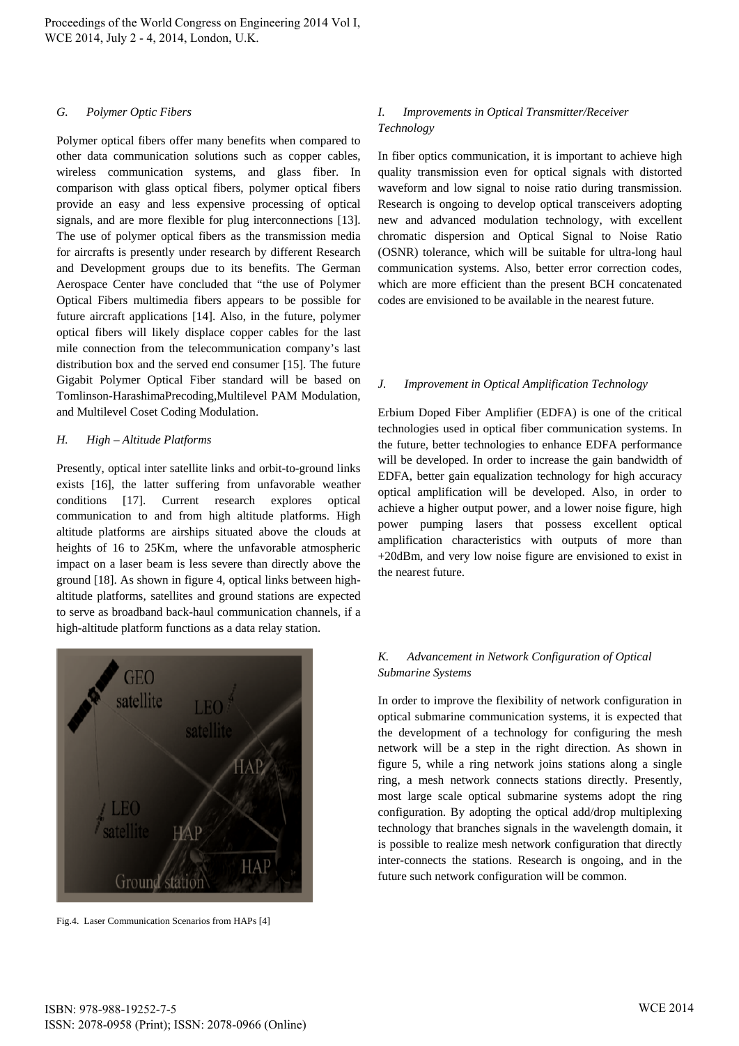### G. Polymer Optic Fibers

Polymer optical fibers offer many benefits when compared to other data communication solutions such as copper cables, wireless communication systems, and glass fiber. In comparison with glass optical fibers, polymer optical fibers provide an easy and less expensive processing of optical signals, and are more flexible for plug interconnections [13]. The use of polymer optical fibers as the transmission media for aircrafts is presently under research by different Research and Development groups due to its benefits. The German Aerospace Center have concluded that "the use of Polymer Optical Fibers multimedia fibers appears to be possible for future aircraft applications [14]. Also, in the future, polymer optical fibers will likely displace copper cables for the last mile connection from the telecommunication company's last distribution box and the served end consumer [15]. The future Gigabit Polymer Optical Fiber standard will be based on Tomlinson-HarashimaPrecoding,Multilevel PAM Modulation, and Multilevel Coset Coding Modulation.

### H. High – Altitude Platforms

Presently, optical inter satellite links and orbit-to-ground links exists [16], the latter suffering from unfavorable weather conditions [17]. Current research explores optical communication to and from high altitude platforms. High altitude platforms are airships situated above the clouds at heights of 16 to 25Km, where the unfavorable atmospheric impact on a laser beam is less severe than directly above the ground [18]. As shown in figure 4, optical links between high-altitude platforms, satellites and ground stations are expected to serve as broadband back-haul communication channels, if a high-altitude platform functions as a data relay station.

Fig.4. Laser Communication Scenarios from HAPs [4]

### I. Improvements in Optical Transmitter/Receiver Technology

In fiber optics communication, it is important to achieve high quality transmission even for optical signals with distorted waveform and low signal to noise ratio during transmission. Research is ongoing to develop optical transceivers adopting new and advanced modulation technology, with excellent chromatic dispersion and Optical Signal to Noise Ratio (OSNR) tolerance, which will be suitable for ultra-long haul communication systems. Also, better error correction codes, which are more efficient than the present BCH concatenated codes are envisioned to be available in the nearest future.

### J. Improvement in Optical Amplification Technology

Erbium Doped Fiber Amplifier (EDFA) is one of the critical technologies used in optical fiber communication systems. In the future, better technologies to enhance EDFA performance will be developed. In order to increase the gain bandwidth of EDFA, better gain equalization technology for high accuracy optical amplification will be developed. Also, in order to achieve a higher output power, and a lower noise figure, high power pumping lasers that possess excellent optical amplification characteristics with outputs of more than +20dBm, and very low noise figure are envisioned to exist in the nearest future.

### K. Advancement in Network Configuration of Optical Submarine Systems

In order to improve the flexibility of network configuration in optical submarine communication systems, it is expected that the development of a technology for configuring the mesh network will be a step in the right direction. As shown in figure 5, while a ring network joins stations along a single ring, a mesh network connects stations directly. Presently, most large scale optical submarine systems adopt the ring configuration. By adopting the optical add/drop multiplexing technology that branches signals in the wavelength domain, it is possible to realize mesh network configuration that directly inter-connects the stations. Research is ongoing, and in the future such network configuration will be common.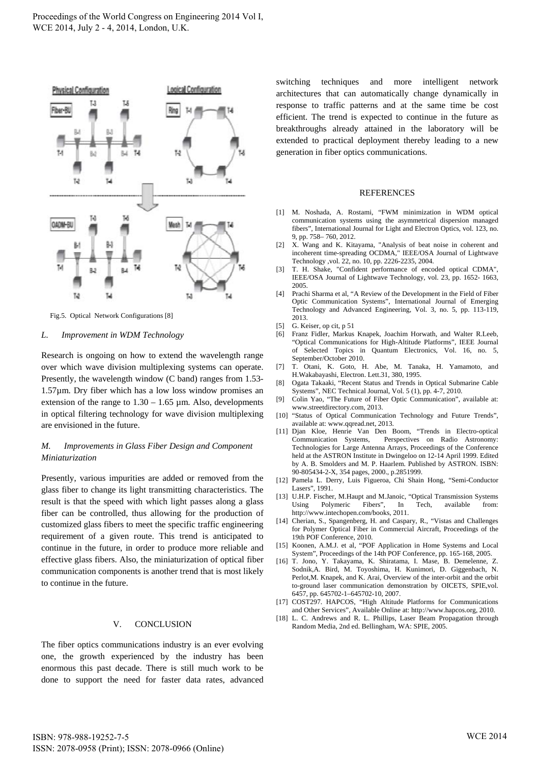Physical Configuration

Logical Configuration

Fiber-BU

Ring

OADM-BU

Mesh

Fig.5. Optical Network Configurations [8]

### *L. Improvement in WDM Technology*

Research is ongoing on how to extend the wavelength range over which wave division multiplexing systems can operate. Presently, the wavelength window (C band) ranges from 1.53-1.57µm. Dry fiber which has a low loss window promises an extension of the range to 1.30 – 1.65 µm. Also, developments in optical filtering technology for wave division multiplexing are envisioned in the future.

### *M. Improvements in Glass Fiber Design and Component Miniaturization*

Presently, various impurities are added or removed from the glass fiber to change its light transmitting characteristics. The result is that the speed with which light passes along a glass fiber can be controlled, thus allowing for the production of customized glass fibers to meet the specific traffic engineering requirement of a given route. This trend is anticipated to continue in the future, in order to produce more reliable and effective glass fibers. Also, the miniaturization of optical fiber communication components is another trend that is most likely to continue in the future.

## V. CONCLUSION

The fiber optics communications industry is an ever evolving one, the growth experienced by the industry has been enormous this past decade. There is still much work to be done to support the need for faster data rates, advanced switching techniques and more intelligent network architectures that can automatically change dynamically in response to traffic patterns and at the same time be cost efficient. The trend is expected to continue in the future as breakthroughs already attained in the laboratory will be extended to practical deployment thereby leading to a new generation in fiber optics communications.

## REFERENCES

[1] M. Noshada, A. Rostami, "FWM minimization in WDM optical communication systems using the asymmetrical dispersion managed fibers", International Journal for Light and Electron Optics, vol. 123, no. 9, pp. 758– 760, 2012.

[2] X. Wang and K. Kitayama, "Analysis of beat noise in coherent and incoherent time-spreading OCDMA," IEEE/OSA Journal of Lightwave Technology ,vol. 22, no. 10, pp. 2226-2235, 2004.

[3] T. H. Shake, "Confident performance of encoded optical CDMA", IEEE/OSA Journal of Lightwave Technology, vol. 23, pp. 1652- 1663, 2005.

[4] Prachi Sharma et al, "A Review of the Development in the Field of Fiber Optic Communication Systems", International Journal of Emerging Technology and Advanced Engineering, Vol. 3, no. 5, pp. 113-119, 2013.

[5] G. Keiser, op cit, p 51

[6] Franz Fidler, Markus Knapek, Joachim Horwath, and Walter R.Leeb, "Optical Communications for High-Altitude Platforms", IEEE Journal of Selected Topics in Quantum Electronics, Vol. 16, no. 5, September/October 2010.

[7] T. Otani, K. Goto, H. Abe, M. Tanaka, H. Yamamoto, and H.Wakabayashi, Electron. Lett.31, 380, 1995.

[8] Ogata Takaaki, "Recent Status and Trends in Optical Submarine Cable Systems", NEC Technical Journal, Vol. 5 (1), pp. 4-7, 2010.

[9] Colin Yao, "The Future of Fiber Optic Communication", available at: www.streetdirectory.com, 2013.

[10] "Status of Optical Communication Technology and Future Trends", available at: www.qqread.net, 2013.

[11] Djan Kloe, Henrie Van Den Boom, "Trends in Electro-optical Communication Systems, Perspectives on Radio Astronomy: Technologies for Large Antenna Arrays, Proceedings of the Conference held at the ASTRON Institute in Dwingeloo on 12-14 April 1999. Edited by A. B. Smolders and M. P. Haarlem. Published by ASTRON. ISBN: 90-805434-2-X, 354 pages, 2000., p.2851999.

[12] Pamela L. Derry, Luis Figueroa, Chi Shain Hong, "Semi-Conductor Lasers", 1991.

[13] U.H.P. Fischer, M.Haupt and M.Janoic, "Optical Transmission Systems Using Polymeric Fibers", In Tech, available from: http://www.intechopen.com/books, 2011.

[14] Cherian, S., Spangenberg, H. and Caspary, R., "Vistas and Challenges for Polymer Optical Fiber in Commercial Aircraft, Proceedings of the 19th POF Conference, 2010.

[15] Koonen, A.M.J. et al, "POF Application in Home Systems and Local System", Proceedings of the 14th POF Conference, pp. 165-168, 2005.

[16] T. Jono, Y. Takayama, K. Shiratama, I. Mase, B. Demelenne, Z. Sodnik,A. Bird, M. Toyoshima, H. Kunimori, D. Giggenbach, N. Perlot,M. Knapek, and K. Arai, Overview of the inter-orbit and the orbit to-ground laser communication demonstration by OICETS, SPIE,vol. 6457, pp. 645702-1–645702-10, 2007.

[17] COST297. HAPCOS, "High Altitude Platforms for Communications and Other Services", Available Online at: http://www.hapcos.org, 2010.

[18] L. C. Andrews and R. L. Phillips, Laser Beam Propagation through Random Media, 2nd ed. Bellingham, WA: SPIE, 2005.